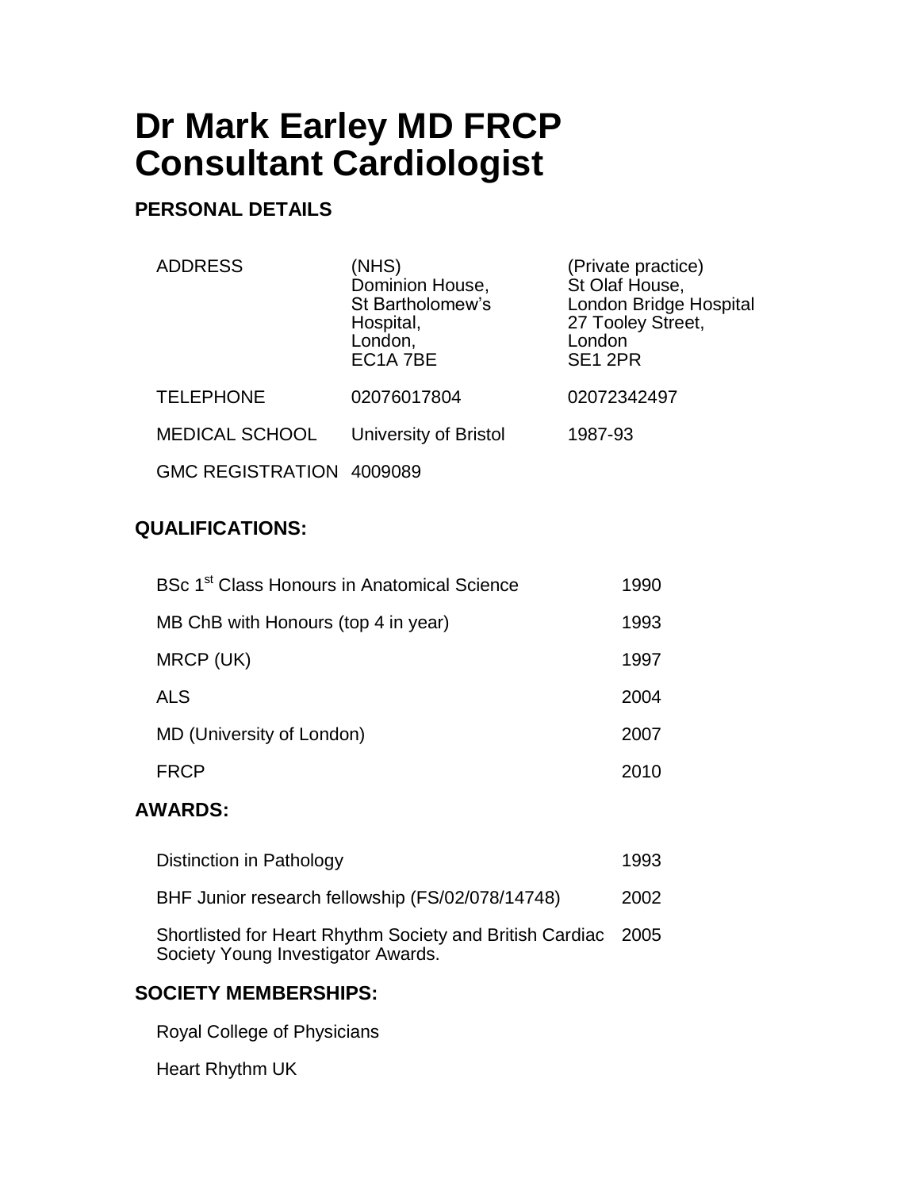# Dr Mark Earley MD FRCP
# Consultant Cardiologist

## PERSONAL DETAILS

| | | |
|---|---|---|
| ADDRESS | (NHS)<br>Dominion House,<br>St Bartholomew's Hospital,<br>London,<br>EC1A 7BE | (Private practice)<br>St Olaf House,<br>London Bridge Hospital<br>27 Tooley Street,<br>London<br>SE1 2PR |
| TELEPHONE | 02076017804 | 02072342497 |
| MEDICAL SCHOOL | University of Bristol | 1987-93 |
| GMC REGISTRATION | 4009089 | |

## QUALIFICATIONS:

| | |
|---|---|
| BSc 1st Class Honours in Anatomical Science | 1990 |
| MB ChB with Honours (top 4 in year) | 1993 |
| MRCP (UK) | 1997 |
| ALS | 2004 |
| MD (University of London) | 2007 |
| FRCP | 2010 |

## AWARDS:

| | |
|---|---|
| Distinction in Pathology | 1993 |
| BHF Junior research fellowship (FS/02/078/14748) | 2002 |
| Shortlisted for Heart Rhythm Society and British Cardiac Society Young Investigator Awards. | 2005 |

## SOCIETY MEMBERSHIPS:

Royal College of Physicians

Heart Rhythm UK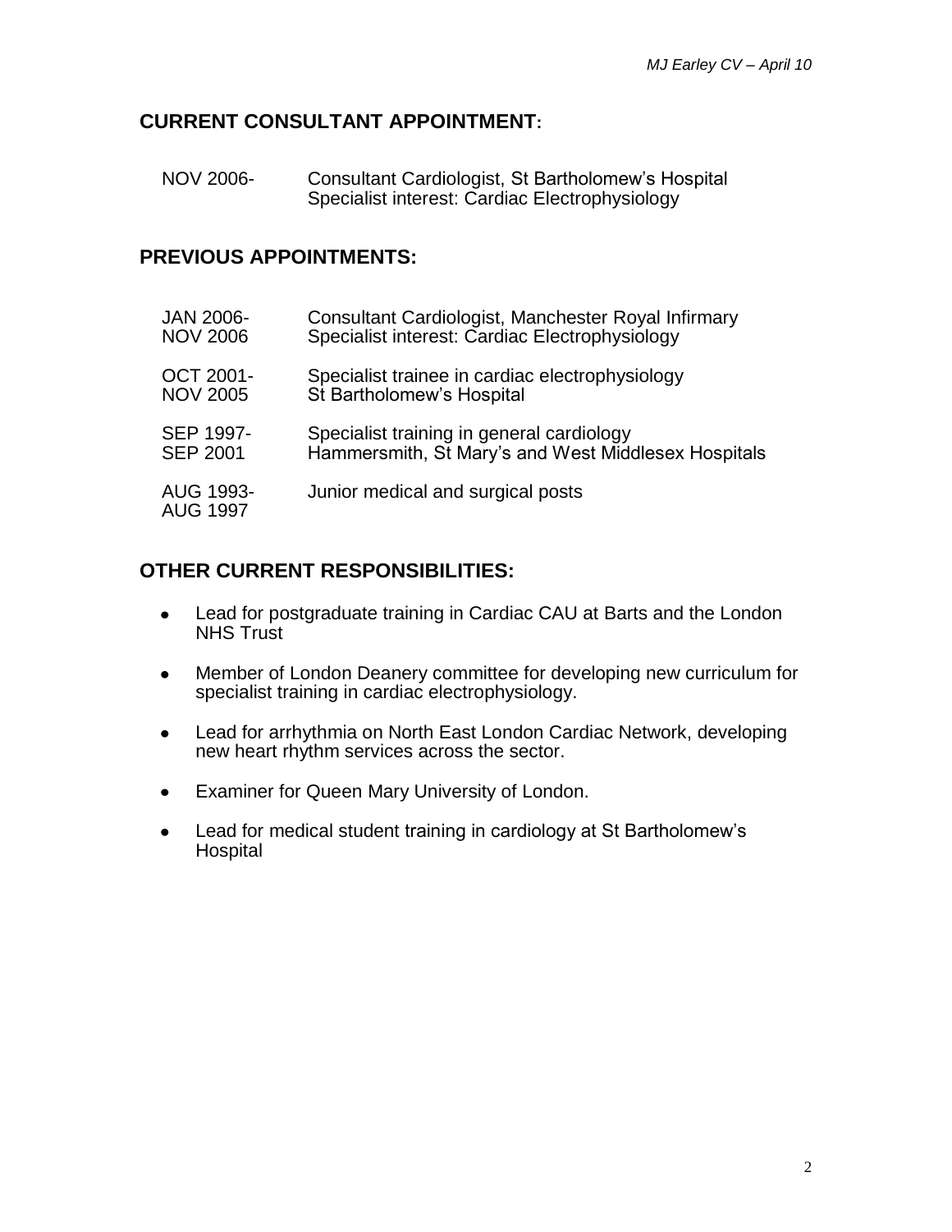## CURRENT CONSULTANT APPOINTMENT:

| | |
|---|---|
| NOV 2006- | Consultant Cardiologist, St Bartholomew's Hospital<br>Specialist interest: Cardiac Electrophysiology |

## PREVIOUS APPOINTMENTS:

| | |
|---|---|
| JAN 2006-<br>NOV 2006 | Consultant Cardiologist, Manchester Royal Infirmary<br>Specialist interest: Cardiac Electrophysiology |
| OCT 2001-<br>NOV 2005 | Specialist trainee in cardiac electrophysiology<br>St Bartholomew's Hospital |
| SEP 1997-<br>SEP 2001 | Specialist training in general cardiology<br>Hammersmith, St Mary's and West Middlesex Hospitals |
| AUG 1993-<br>AUG 1997 | Junior medical and surgical posts |

## OTHER CURRENT RESPONSIBILITIES:

- Lead for postgraduate training in Cardiac CAU at Barts and the London NHS Trust
- Member of London Deanery committee for developing new curriculum for specialist training in cardiac electrophysiology.
- Lead for arrhythmia on North East London Cardiac Network, developing new heart rhythm services across the sector.
- Examiner for Queen Mary University of London.
- Lead for medical student training in cardiology at St Bartholomew's Hospital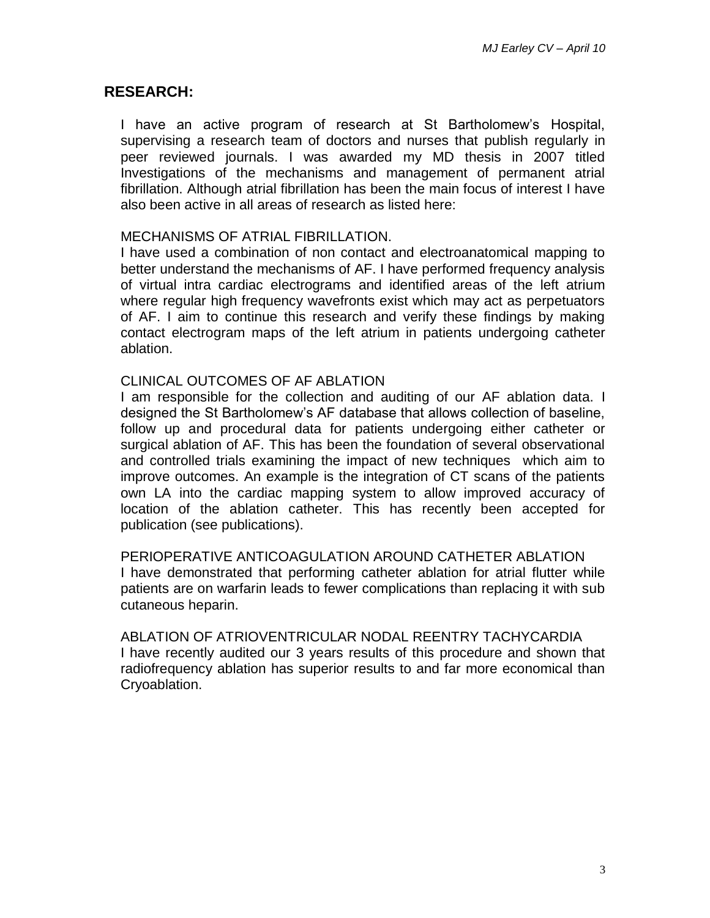## RESEARCH:

I have an active program of research at St Bartholomew's Hospital, supervising a research team of doctors and nurses that publish regularly in peer reviewed journals. I was awarded my MD thesis in 2007 titled Investigations of the mechanisms and management of permanent atrial fibrillation. Although atrial fibrillation has been the main focus of interest I have also been active in all areas of research as listed here:

MECHANISMS OF ATRIAL FIBRILLATION.

I have used a combination of non contact and electroanatomical mapping to better understand the mechanisms of AF. I have performed frequency analysis of virtual intra cardiac electrograms and identified areas of the left atrium where regular high frequency wavefronts exist which may act as perpetuators of AF. I aim to continue this research and verify these findings by making contact electrogram maps of the left atrium in patients undergoing catheter ablation.

CLINICAL OUTCOMES OF AF ABLATION

I am responsible for the collection and auditing of our AF ablation data. I designed the St Bartholomew's AF database that allows collection of baseline, follow up and procedural data for patients undergoing either catheter or surgical ablation of AF. This has been the foundation of several observational and controlled trials examining the impact of new techniques which aim to improve outcomes. An example is the integration of CT scans of the patients own LA into the cardiac mapping system to allow improved accuracy of location of the ablation catheter. This has recently been accepted for publication (see publications).

PERIOPERATIVE ANTICOAGULATION AROUND CATHETER ABLATION

I have demonstrated that performing catheter ablation for atrial flutter while patients are on warfarin leads to fewer complications than replacing it with sub cutaneous heparin.

ABLATION OF ATRIOVENTRICULAR NODAL REENTRY TACHYCARDIA

I have recently audited our 3 years results of this procedure and shown that radiofrequency ablation has superior results to and far more economical than Cryoablation.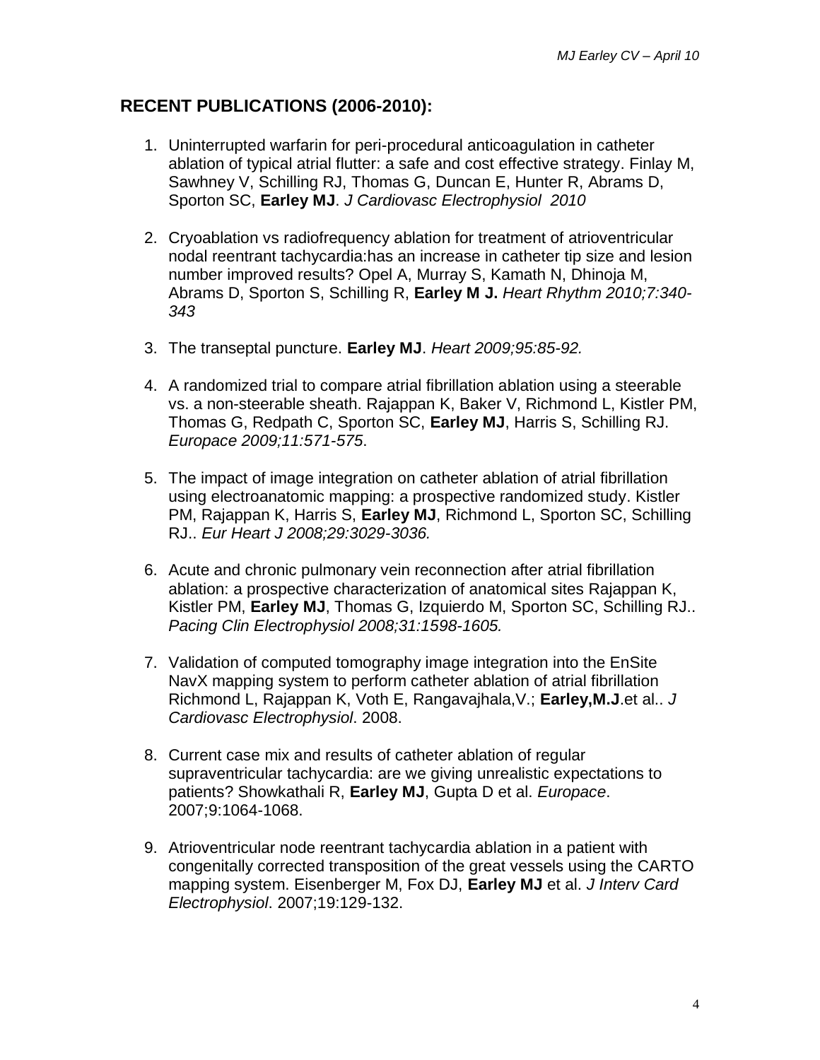## RECENT PUBLICATIONS (2006-2010):

1. Uninterrupted warfarin for peri-procedural anticoagulation in catheter ablation of typical atrial flutter: a safe and cost effective strategy. Finlay M, Sawhney V, Schilling RJ, Thomas G, Duncan E, Hunter R, Abrams D, Sporton SC, **Earley MJ**. *J Cardiovasc Electrophysiol 2010*

2. Cryoablation vs radiofrequency ablation for treatment of atrioventricular nodal reentrant tachycardia:has an increase in catheter tip size and lesion number improved results? Opel A, Murray S, Kamath N, Dhinoja M, Abrams D, Sporton S, Schilling R, **Earley M J.** *Heart Rhythm 2010;7:340-343*

3. The transeptal puncture. **Earley MJ**. *Heart 2009;95:85-92.*

4. A randomized trial to compare atrial fibrillation ablation using a steerable vs. a non-steerable sheath. Rajappan K, Baker V, Richmond L, Kistler PM, Thomas G, Redpath C, Sporton SC, **Earley MJ**, Harris S, Schilling RJ. *Europace 2009;11:571-575*.

5. The impact of image integration on catheter ablation of atrial fibrillation using electroanatomic mapping: a prospective randomized study. Kistler PM, Rajappan K, Harris S, **Earley MJ**, Richmond L, Sporton SC, Schilling RJ.. *Eur Heart J 2008;29:3029-3036.*

6. Acute and chronic pulmonary vein reconnection after atrial fibrillation ablation: a prospective characterization of anatomical sites Rajappan K, Kistler PM, **Earley MJ**, Thomas G, Izquierdo M, Sporton SC, Schilling RJ.. *Pacing Clin Electrophysiol 2008;31:1598-1605.*

7. Validation of computed tomography image integration into the EnSite NavX mapping system to perform catheter ablation of atrial fibrillation Richmond L, Rajappan K, Voth E, Rangavajhala,V.; **Earley,M.J**.et al.. *J Cardiovasc Electrophysiol*. 2008.

8. Current case mix and results of catheter ablation of regular supraventricular tachycardia: are we giving unrealistic expectations to patients? Showkathali R, **Earley MJ**, Gupta D et al. *Europace*. 2007;9:1064-1068.

9. Atrioventricular node reentrant tachycardia ablation in a patient with congenitally corrected transposition of the great vessels using the CARTO mapping system. Eisenberger M, Fox DJ, **Earley MJ** et al. *J Interv Card Electrophysiol*. 2007;19:129-132.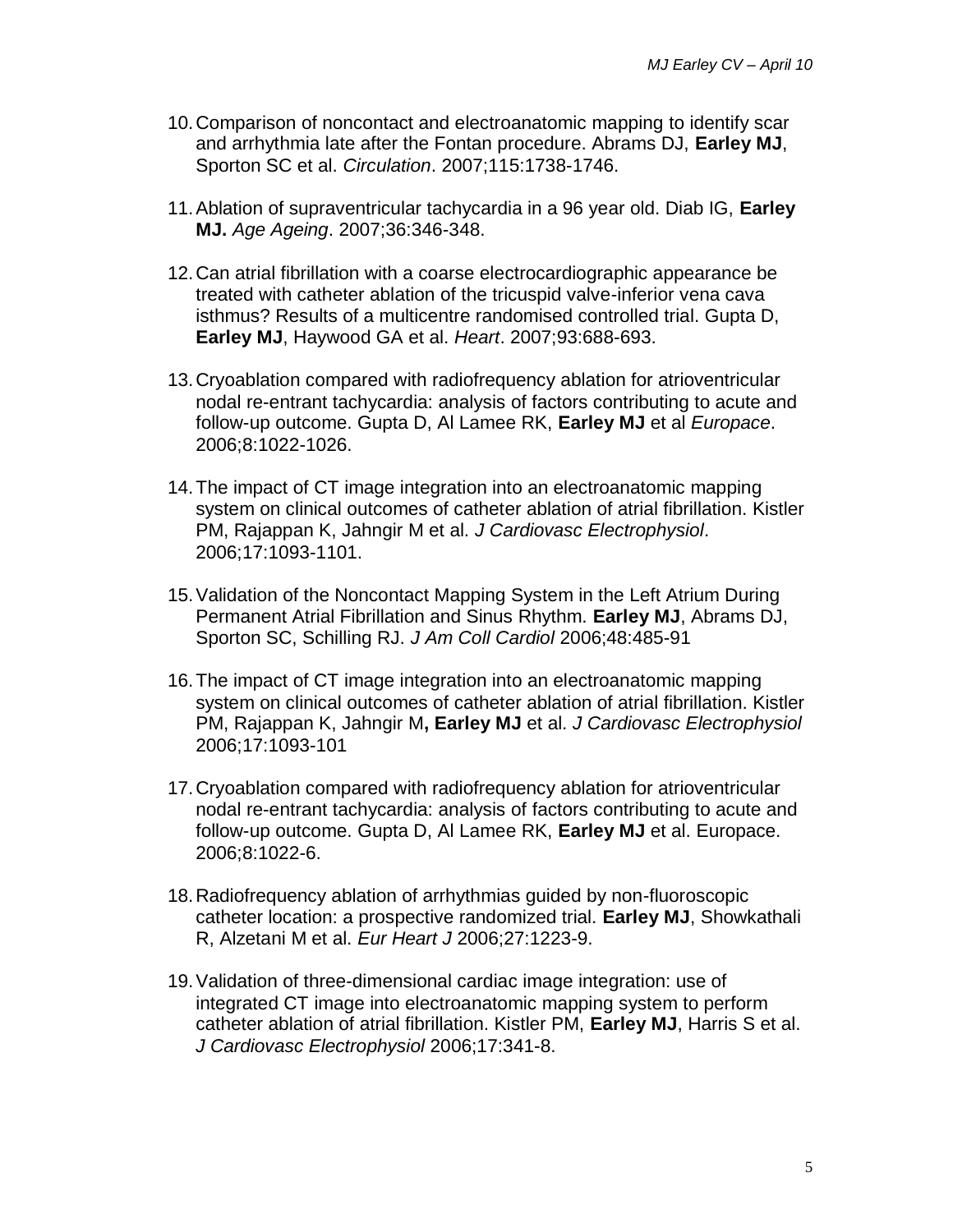10. Comparison of noncontact and electroanatomic mapping to identify scar and arrhythmia late after the Fontan procedure. Abrams DJ, **Earley MJ**, Sporton SC et al. *Circulation*. 2007;115:1738-1746.

11. Ablation of supraventricular tachycardia in a 96 year old. Diab IG, **Earley MJ.** *Age Ageing*. 2007;36:346-348.

12. Can atrial fibrillation with a coarse electrocardiographic appearance be treated with catheter ablation of the tricuspid valve-inferior vena cava isthmus? Results of a multicentre randomised controlled trial. Gupta D, **Earley MJ**, Haywood GA et al. *Heart*. 2007;93:688-693.

13. Cryoablation compared with radiofrequency ablation for atrioventricular nodal re-entrant tachycardia: analysis of factors contributing to acute and follow-up outcome. Gupta D, Al Lamee RK, **Earley MJ** et al *Europace*. 2006;8:1022-1026.

14. The impact of CT image integration into an electroanatomic mapping system on clinical outcomes of catheter ablation of atrial fibrillation. Kistler PM, Rajappan K, Jahngir M et al. *J Cardiovasc Electrophysiol*. 2006;17:1093-1101.

15. Validation of the Noncontact Mapping System in the Left Atrium During Permanent Atrial Fibrillation and Sinus Rhythm. **Earley MJ**, Abrams DJ, Sporton SC, Schilling RJ. *J Am Coll Cardiol* 2006;48:485-91

16. The impact of CT image integration into an electroanatomic mapping system on clinical outcomes of catheter ablation of atrial fibrillation. Kistler PM, Rajappan K, Jahngir M**, Earley MJ** et al. *J Cardiovasc Electrophysiol* 2006;17:1093-101

17. Cryoablation compared with radiofrequency ablation for atrioventricular nodal re-entrant tachycardia: analysis of factors contributing to acute and follow-up outcome. Gupta D, Al Lamee RK, **Earley MJ** et al. Europace. 2006;8:1022-6.

18. Radiofrequency ablation of arrhythmias guided by non-fluoroscopic catheter location: a prospective randomized trial. **Earley MJ**, Showkathali R, Alzetani M et al. *Eur Heart J* 2006;27:1223-9.

19. Validation of three-dimensional cardiac image integration: use of integrated CT image into electroanatomic mapping system to perform catheter ablation of atrial fibrillation. Kistler PM, **Earley MJ**, Harris S et al. *J Cardiovasc Electrophysiol* 2006;17:341-8.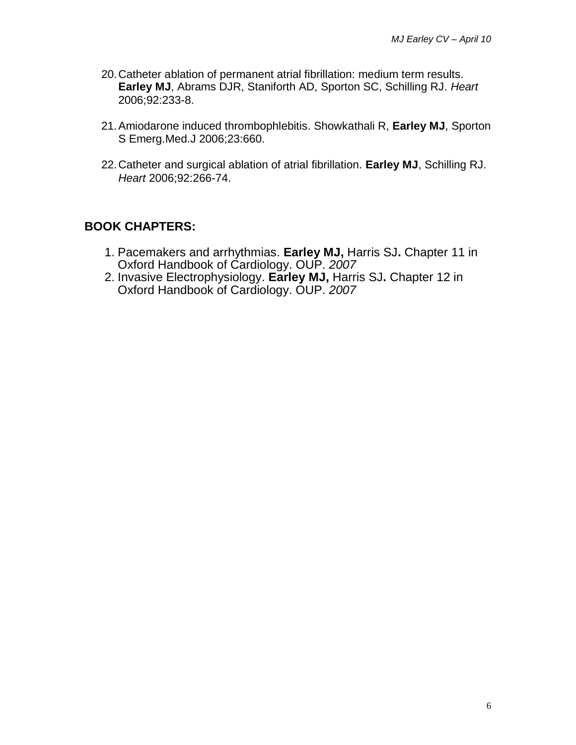20. Catheter ablation of permanent atrial fibrillation: medium term results. **Earley MJ**, Abrams DJR, Staniforth AD, Sporton SC, Schilling RJ. *Heart* 2006;92:233-8.

21. Amiodarone induced thrombophlebitis. Showkathali R, **Earley MJ**, Sporton S Emerg.Med.J 2006;23:660.

22. Catheter and surgical ablation of atrial fibrillation. **Earley MJ**, Schilling RJ. *Heart* 2006;92:266-74.

## BOOK CHAPTERS:

1. Pacemakers and arrhythmias. **Earley MJ,** Harris SJ**.** Chapter 11 in Oxford Handbook of Cardiology. OUP. *2007*
2. Invasive Electrophysiology. **Earley MJ,** Harris SJ**.** Chapter 12 in Oxford Handbook of Cardiology. OUP. *2007*